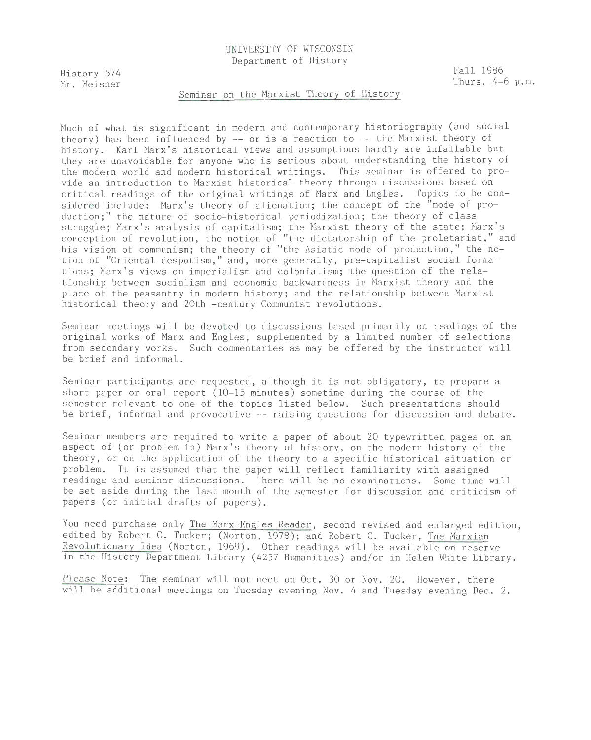UNIVERSITY OF WISCONSIN
Department of History

History 574
Mr. Meisner

Fall 1986
Thurs. 4-6 p.m.

Seminar on the Marxist Theory of History

Much of what is significant in modern and contemporary historiography (and social theory) has been influenced by -- or is a reaction to -- the Marxist theory of history. Karl Marx's historical views and assumptions hardly are infallable but they are unavoidable for anyone who is serious about understanding the history of the modern world and modern historical writings. This seminar is offered to provide an introduction to Marxist historical theory through discussions based on critical readings of the original writings of Marx and Engles. Topics to be considered include: Marx's theory of alienation; the concept of the "mode of production;" the nature of socio-historical periodization; the theory of class struggle; Marx's analysis of capitalism; the Marxist theory of the state; Marx's conception of revolution, the notion of "the dictatorship of the proletariat," and his vision of communism; the theory of "the Asiatic mode of production," the notion of "Oriental despotism," and, more generally, pre-capitalist social formations; Marx's views on imperialism and colonialism; the question of the relationship between socialism and economic backwardness in Marxist theory and the place of the peasantry in modern history; and the relationship between Marxist historical theory and 20th -century Communist revolutions.

Seminar meetings will be devoted to discussions based primarily on readings of the original works of Marx and Engles, supplemented by a limited number of selections from secondary works. Such commentaries as may be offered by the instructor will be brief and informal.

Seminar participants are requested, although it is not obligatory, to prepare a short paper or oral report (10-15 minutes) sometime during the course of the semester relevant to one of the topics listed below. Such presentations should be brief, informal and provocative -- raising questions for discussion and debate.

Seminar members are required to write a paper of about 20 typewritten pages on an aspect of (or problem in) Marx's theory of history, on the modern history of the theory, or on the application of the theory to a specific historical situation or problem. It is assumed that the paper will reflect familiarity with assigned readings and seminar discussions. There will be no examinations. Some time will be set aside during the last month of the semester for discussion and criticism of papers (or initial drafts of papers).

You need purchase only The Marx-Engles Reader, second revised and enlarged edition, edited by Robert C. Tucker; (Norton, 1978); and Robert C. Tucker, The Marxian Revolutionary Idea (Norton, 1969). Other readings will be available on reserve in the History Department Library (4257 Humanities) and/or in Helen White Library.

Please Note: The seminar will not meet on Oct. 30 or Nov. 20. However, there will be additional meetings on Tuesday evening Nov. 4 and Tuesday evening Dec. 2.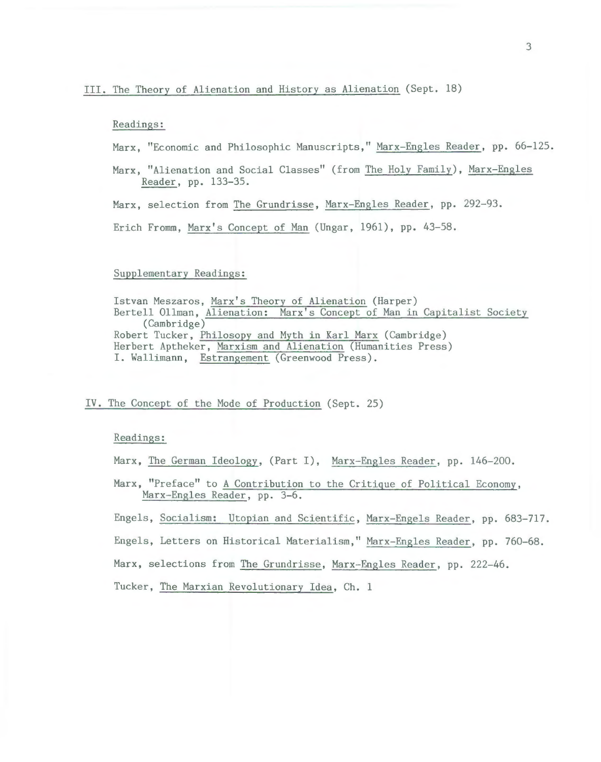## III. The Theory of Alienation and History as Alienation (Sept. 18)

Readings:

Marx, "Economic and Philosophic Manuscripts," Marx-Engles Reader, pp. 66-125.

Marx, "Alienation and Social Classes" (from The Holy Family), Marx-Engles Reader, pp. 133-35.

Marx, selection from The Grundrisse, Marx-Engles Reader, pp. 292-93.

Erich Fromm, Marx's Concept of Man (Ungar, 1961), pp. 43-58.

Supplementary Readings:

Istvan Meszaros, Marx's Theory of Alienation (Harper)
Bertell Ollman, Alienation: Marx's Concept of Man in Capitalist Society (Cambridge)
Robert Tucker, Philosopy and Myth in Karl Marx (Cambridge)
Herbert Aptheker, Marxism and Alienation (Humanities Press)
I. Wallimann, Estrangement (Greenwood Press).

## IV. The Concept of the Mode of Production (Sept. 25)

Readings:

Marx, The German Ideology, (Part I), Marx-Engles Reader, pp. 146-200.

Marx, "Preface" to A Contribution to the Critique of Political Economy, Marx-Engles Reader, pp. 3-6.

Engels, Socialism: Utopian and Scientific, Marx-Engels Reader, pp. 683-717.

Engels, Letters on Historical Materialism," Marx-Engles Reader, pp. 760-68.

Marx, selections from The Grundrisse, Marx-Engles Reader, pp. 222-46.

Tucker, The Marxian Revolutionary Idea, Ch. 1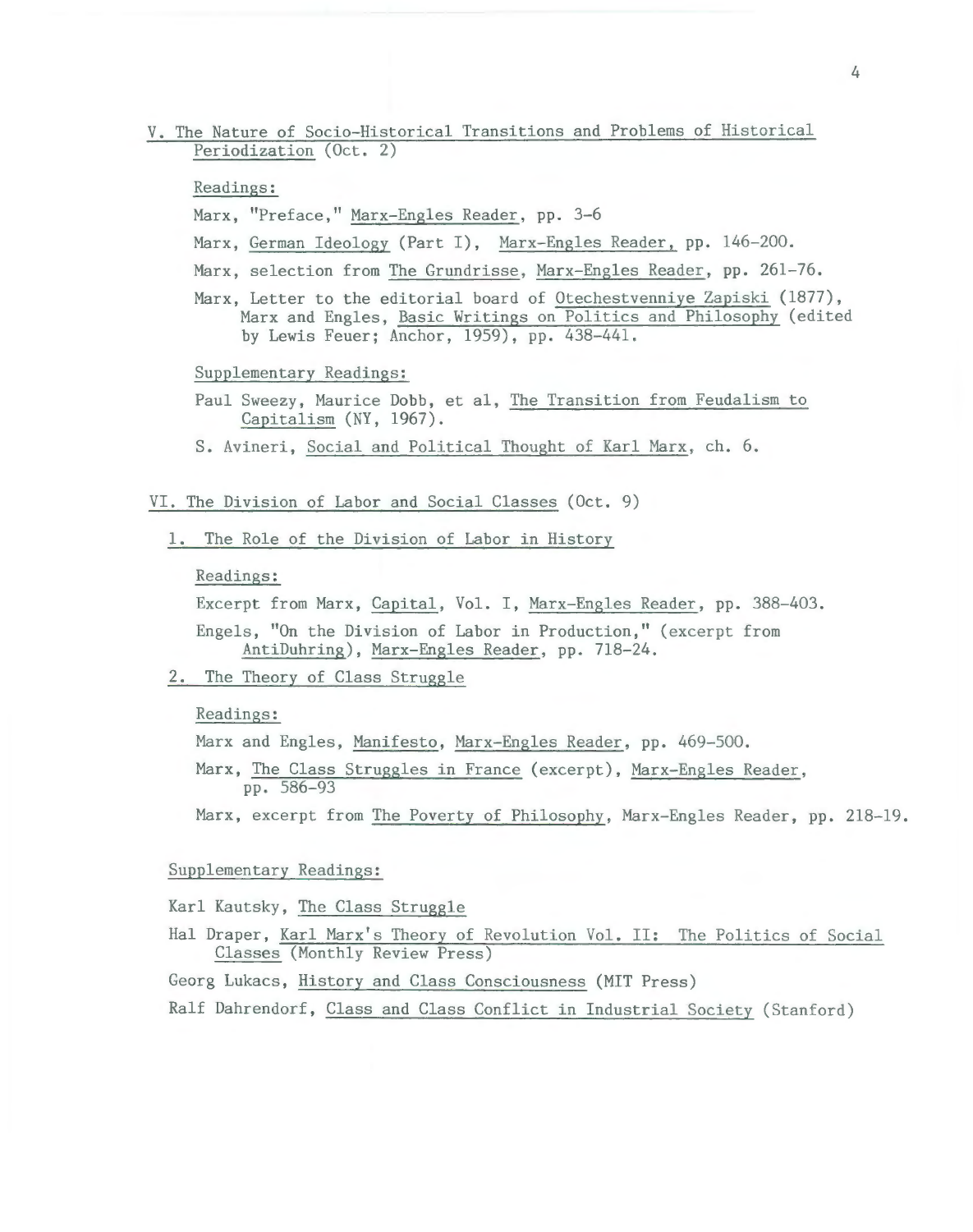## V. The Nature of Socio-Historical Transitions and Problems of Historical Periodization (Oct. 2)

Readings:

Marx, "Preface," Marx-Engles Reader, pp. 3-6

Marx, German Ideology (Part I), Marx-Engles Reader, pp. 146-200.

Marx, selection from The Grundrisse, Marx-Engles Reader, pp. 261-76.

Marx, Letter to the editorial board of Otechestvenniye Zapiski (1877), Marx and Engles, Basic Writings on Politics and Philosophy (edited by Lewis Feuer; Anchor, 1959), pp. 438-441.

Supplementary Readings:

Paul Sweezy, Maurice Dobb, et al, The Transition from Feudalism to Capitalism (NY, 1967).

S. Avineri, Social and Political Thought of Karl Marx, ch. 6.

## VI. The Division of Labor and Social Classes (Oct. 9)

### 1. The Role of the Division of Labor in History

Readings:

Excerpt from Marx, Capital, Vol. I, Marx-Engles Reader, pp. 388-403.

Engels, "On the Division of Labor in Production," (excerpt from AntiDuhring), Marx-Engles Reader, pp. 718-24.

### 2. The Theory of Class Struggle

Readings:

Marx and Engles, Manifesto, Marx-Engles Reader, pp. 469-500.

Marx, The Class Struggles in France (excerpt), Marx-Engles Reader, pp. 586-93

Marx, excerpt from The Poverty of Philosophy, Marx-Engles Reader, pp. 218-19.

Supplementary Readings:

Karl Kautsky, The Class Struggle

Hal Draper, Karl Marx's Theory of Revolution Vol. II: The Politics of Social Classes (Monthly Review Press)

Georg Lukacs, History and Class Consciousness (MIT Press)

Ralf Dahrendorf, Class and Class Conflict in Industrial Society (Stanford)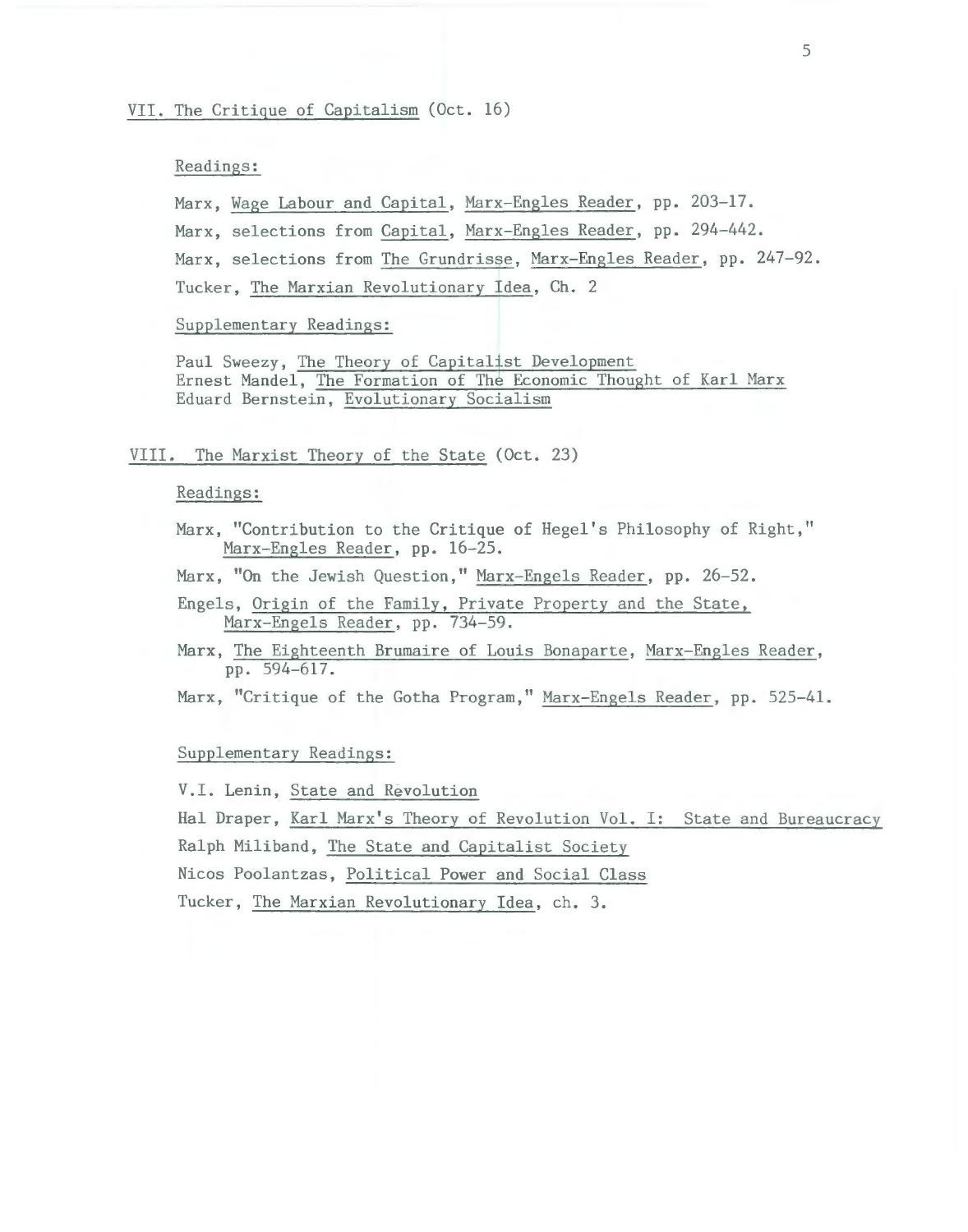## VII. The Critique of Capitalism (Oct. 16)

### Readings:

Marx, Wage Labour and Capital, Marx-Engles Reader, pp. 203-17.

Marx, selections from Capital, Marx-Engles Reader, pp. 294-442.

Marx, selections from The Grundrisse, Marx-Engles Reader, pp. 247-92.

Tucker, The Marxian Revolutionary Idea, Ch. 2

### Supplementary Readings:

Paul Sweezy, The Theory of Capitalist Development
Ernest Mandel, The Formation of The Economic Thought of Karl Marx
Eduard Bernstein, Evolutionary Socialism

## VIII. The Marxist Theory of the State (Oct. 23)

### Readings:

Marx, "Contribution to the Critique of Hegel's Philosophy of Right," Marx-Engles Reader, pp. 16-25.

Marx, "On the Jewish Question," Marx-Engels Reader, pp. 26-52.

Engels, Origin of the Family, Private Property and the State, Marx-Engels Reader, pp. 734-59.

Marx, The Eighteenth Brumaire of Louis Bonaparte, Marx-Engles Reader, pp. 594-617.

Marx, "Critique of the Gotha Program," Marx-Engels Reader, pp. 525-41.

### Supplementary Readings:

V.I. Lenin, State and Revolution

Hal Draper, Karl Marx's Theory of Revolution Vol. I: State and Bureaucracy

Ralph Miliband, The State and Capitalist Society

Nicos Poolantzas, Political Power and Social Class

Tucker, The Marxian Revolutionary Idea, ch. 3.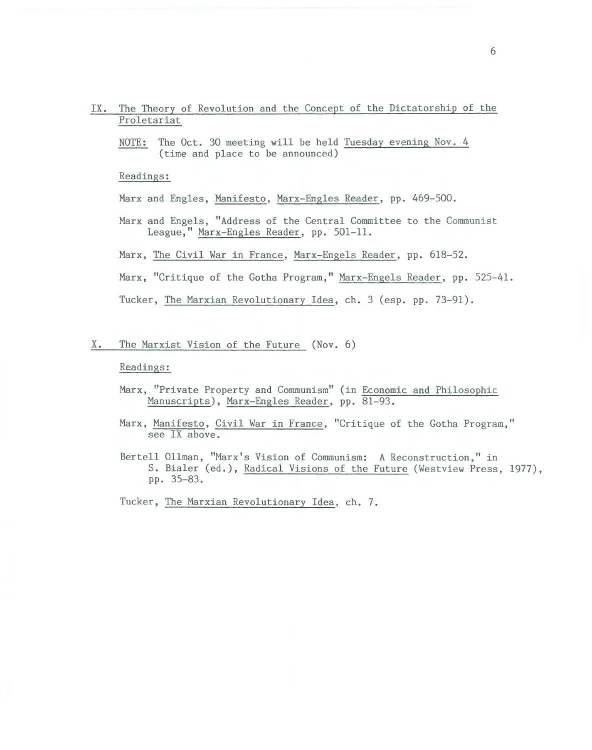## IX. The Theory of Revolution and the Concept of the Dictatorship of the Proletariat

NOTE: The Oct. 30 meeting will be held Tuesday evening Nov. 4 (time and place to be announced)

Readings:

Marx and Engles, Manifesto, Marx-Engles Reader, pp. 469-500.

Marx and Engels, "Address of the Central Committee to the Communist League," Marx-Engles Reader, pp. 501-11.

Marx, The Civil War in France, Marx-Engels Reader, pp. 618-52.

Marx, "Critique of the Gotha Program," Marx-Engels Reader, pp. 525-41.

Tucker, The Marxian Revolutionary Idea, ch. 3 (esp. pp. 73-91).

## X. The Marxist Vision of the Future (Nov. 6)

Readings:

Marx, "Private Property and Communism" (in Economic and Philosophic Manuscripts), Marx-Engles Reader, pp. 81-93.

Marx, Manifesto, Civil War in France, "Critique of the Gotha Program," see IX above.

Bertell Ollman, "Marx's Vision of Communism: A Reconstruction," in S. Bialer (ed.), Radical Visions of the Future (Westview Press, 1977), pp. 35-83.

Tucker, The Marxian Revolutionary Idea, ch. 7.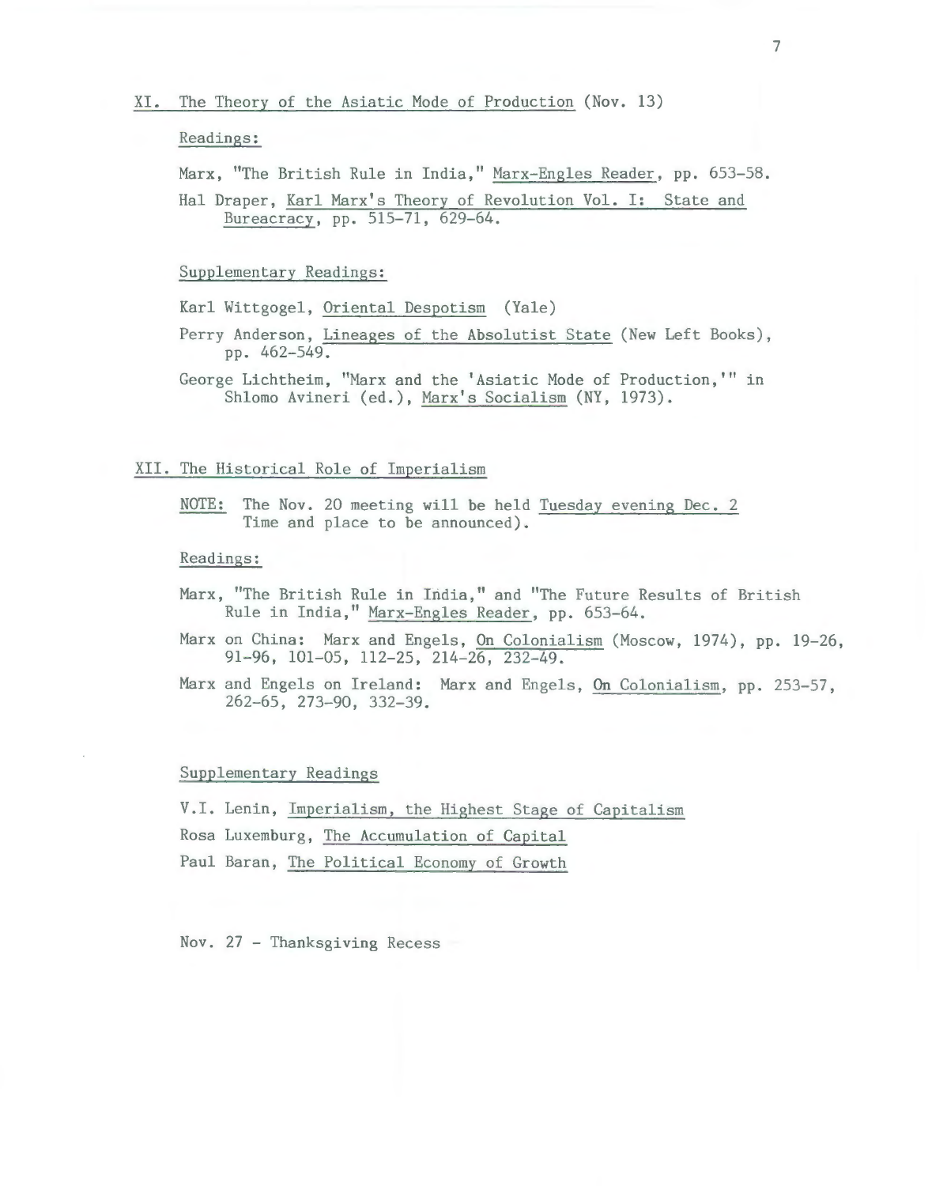## XI. The Theory of the Asiatic Mode of Production (Nov. 13)

### Readings:

Marx, "The British Rule in India," *Marx-Engles Reader*, pp. 653-58.

Hal Draper, *Karl Marx's Theory of Revolution Vol. I: State and Bureacracy*, pp. 515-71, 629-64.

### Supplementary Readings:

Karl Wittgogel, *Oriental Despotism* (Yale)

Perry Anderson, *Lineages of the Absolutist State* (New Left Books), pp. 462-549.

George Lichtheim, "Marx and the 'Asiatic Mode of Production,'" in Shlomo Avineri (ed.), *Marx's Socialism* (NY, 1973).

## XII. The Historical Role of Imperialism

NOTE: The Nov. 20 meeting will be held Tuesday evening Dec. 2 Time and place to be announced).

### Readings:

Marx, "The British Rule in India," and "The Future Results of British Rule in India," *Marx-Engles Reader*, pp. 653-64.

Marx on China: Marx and Engels, *On Colonialism* (Moscow, 1974), pp. 19-26, 91-96, 101-05, 112-25, 214-26, 232-49.

Marx and Engels on Ireland: Marx and Engels, *On Colonialism*, pp. 253-57, 262-65, 273-90, 332-39.

### Supplementary Readings

V.I. Lenin, *Imperialism, the Highest Stage of Capitalism*

Rosa Luxemburg, *The Accumulation of Capital*

Paul Baran, *The Political Economy of Growth*

Nov. 27 - Thanksgiving Recess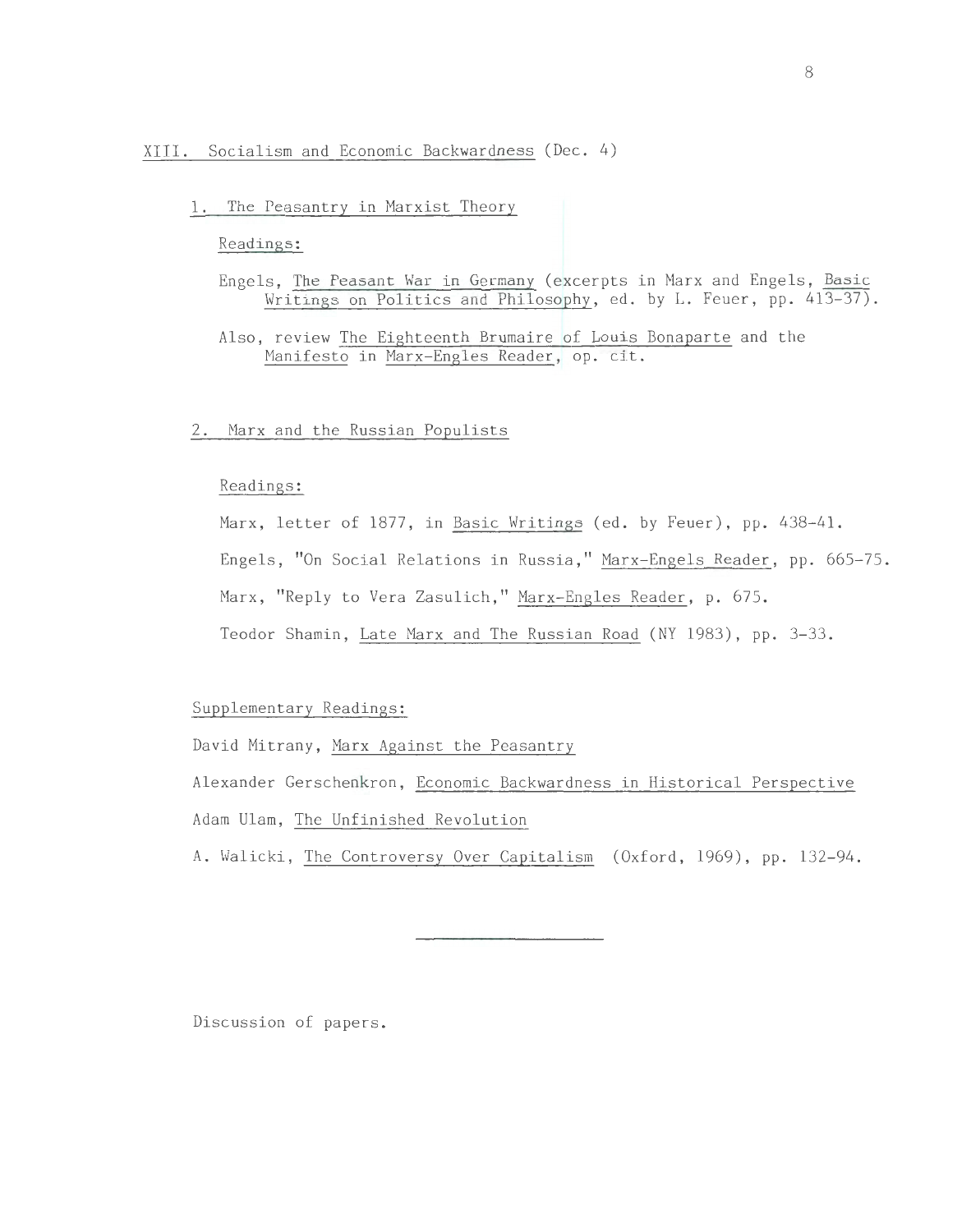## XIII. Socialism and Economic Backwardness (Dec. 4)

### 1. The Peasantry in Marxist Theory

Readings:

Engels, The Peasant War in Germany (excerpts in Marx and Engels, Basic Writings on Politics and Philosophy, ed. by L. Feuer, pp. 413-37).

Also, review The Eighteenth Brumaire of Louis Bonaparte and the Manifesto in Marx-Engles Reader, op. cit.

### 2. Marx and the Russian Populists

Readings:

Marx, letter of 1877, in Basic Writings (ed. by Feuer), pp. 438-41.

Engels, "On Social Relations in Russia," Marx-Engels Reader, pp. 665-75.

Marx, "Reply to Vera Zasulich," Marx-Engles Reader, p. 675.

Teodor Shamin, Late Marx and The Russian Road (NY 1983), pp. 3-33.

Supplementary Readings:

David Mitrany, Marx Against the Peasantry

Alexander Gerschenkron, Economic Backwardness in Historical Perspective

Adam Ulam, The Unfinished Revolution

A. Walicki, The Controversy Over Capitalism (Oxford, 1969), pp. 132-94.

---

Discussion of papers.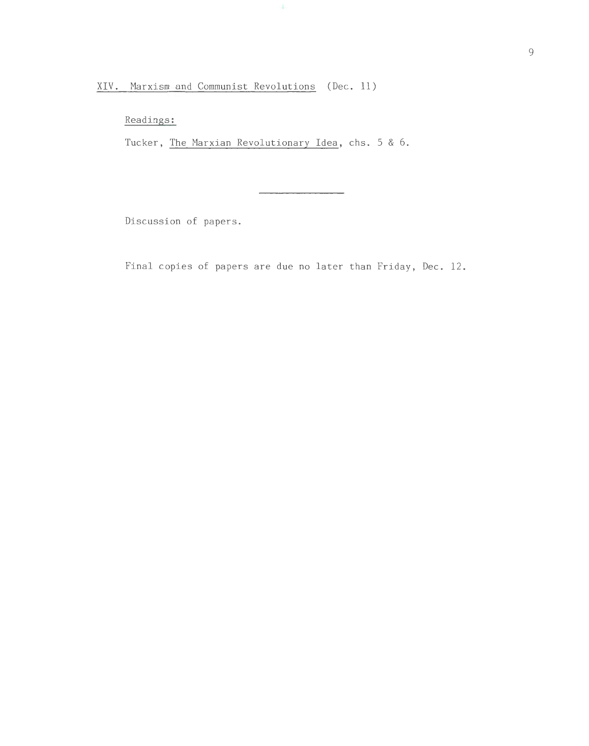## XIV. Marxism and Communist Revolutions (Dec. 11)

Readings:

Tucker, *The Marxian Revolutionary Idea*, chs. 5 & 6.

---

Discussion of papers.

Final copies of papers are due no later than Friday, Dec. 12.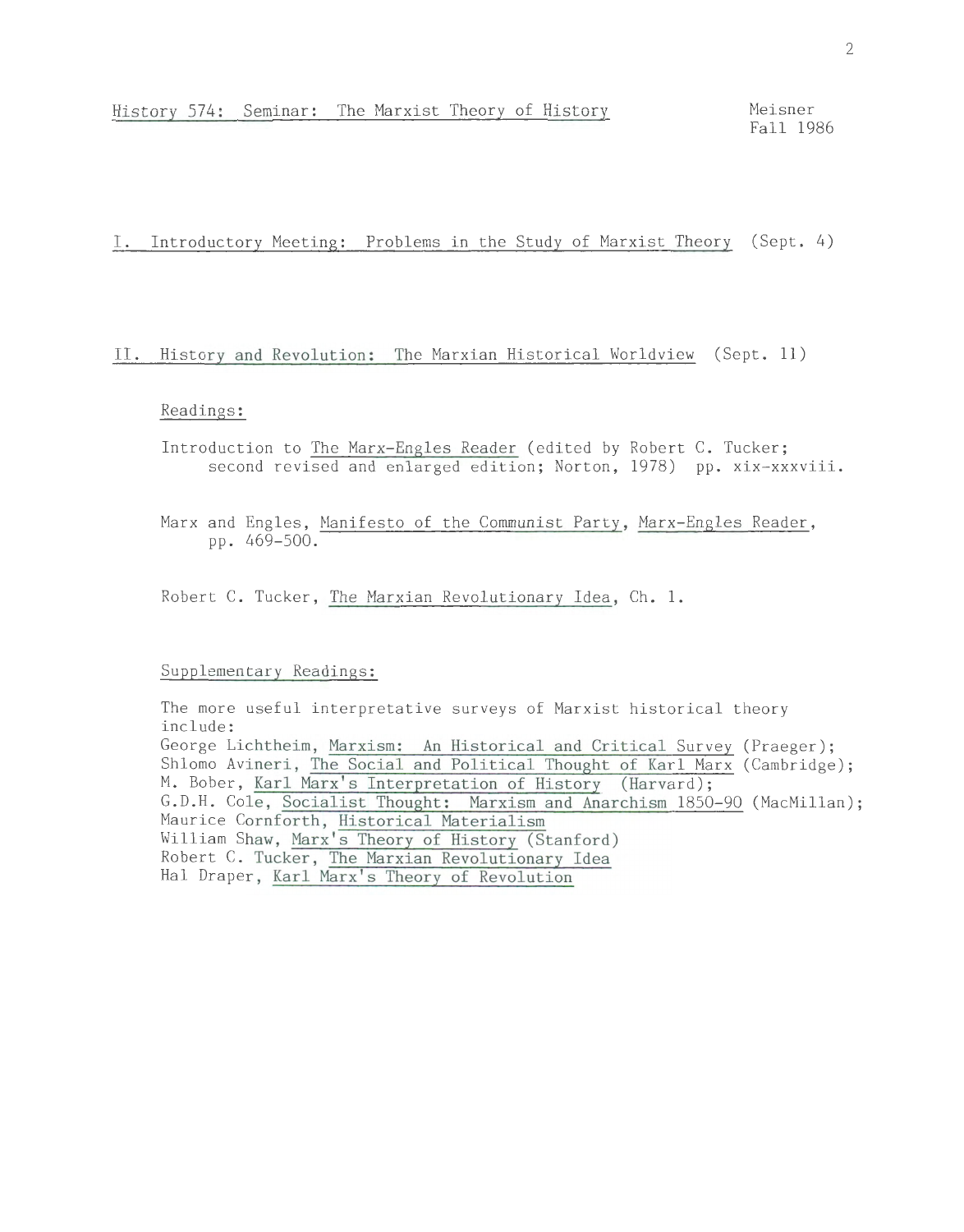History 574: Seminar: The Marxist Theory of History

Meisner
Fall 1986

## I. Introductory Meeting: Problems in the Study of Marxist Theory (Sept. 4)

## II. History and Revolution: The Marxian Historical Worldview (Sept. 11)

Readings:

Introduction to The Marx-Engles Reader (edited by Robert C. Tucker; second revised and enlarged edition; Norton, 1978) pp. xix-xxxviii.

Marx and Engles, Manifesto of the Communist Party, Marx-Engles Reader, pp. 469-500.

Robert C. Tucker, The Marxian Revolutionary Idea, Ch. 1.

Supplementary Readings:

The more useful interpretative surveys of Marxist historical theory include:
George Lichtheim, Marxism: An Historical and Critical Survey (Praeger);
Shlomo Avineri, The Social and Political Thought of Karl Marx (Cambridge);
M. Bober, Karl Marx's Interpretation of History (Harvard);
G.D.H. Cole, Socialist Thought: Marxism and Anarchism 1850-90 (MacMillan);
Maurice Cornforth, Historical Materialism
William Shaw, Marx's Theory of History (Stanford)
Robert C. Tucker, The Marxian Revolutionary Idea
Hal Draper, Karl Marx's Theory of Revolution